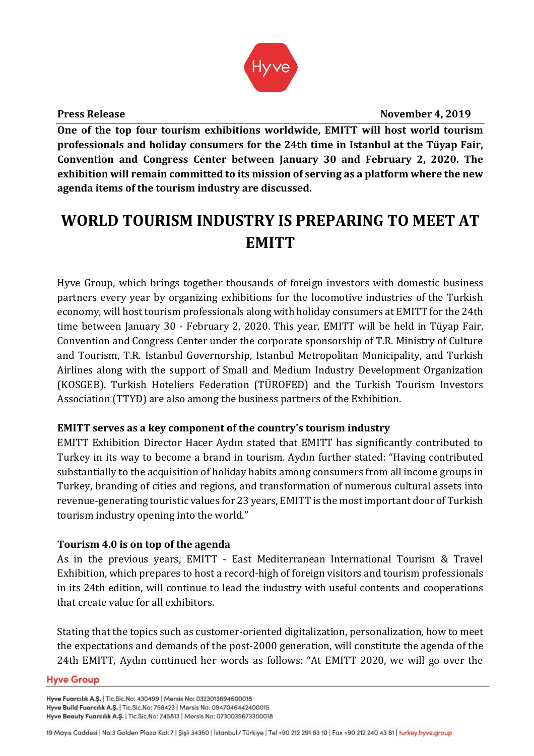**Press Release** **November 4, 2019**

**One of the top four tourism exhibitions worldwide, EMITT will host world tourism professionals and holiday consumers for the 24th time in Istanbul at the Tüyap Fair, Convention and Congress Center between January 30 and February 2, 2020. The exhibition will remain committed to its mission of serving as a platform where the new agenda items of the tourism industry are discussed.**

# WORLD TOURISM INDUSTRY IS PREPARING TO MEET AT EMITT

Hyve Group, which brings together thousands of foreign investors with domestic business partners every year by organizing exhibitions for the locomotive industries of the Turkish economy, will host tourism professionals along with holiday consumers at EMITT for the 24th time between January 30 - February 2, 2020. This year, EMITT will be held in Tüyap Fair, Convention and Congress Center under the corporate sponsorship of T.R. Ministry of Culture and Tourism, T.R. Istanbul Governorship, Istanbul Metropolitan Municipality, and Turkish Airlines along with the support of Small and Medium Industry Development Organization (KOSGEB). Turkish Hoteliers Federation (TÜROFED) and the Turkish Tourism Investors Association (TTYD) are also among the business partners of the Exhibition.

**EMITT serves as a key component of the country's tourism industry**

EMITT Exhibition Director Hacer Aydın stated that EMITT has significantly contributed to Turkey in its way to become a brand in tourism. Aydın further stated: "Having contributed substantially to the acquisition of holiday habits among consumers from all income groups in Turkey, branding of cities and regions, and transformation of numerous cultural assets into revenue-generating touristic values for 23 years, EMITT is the most important door of Turkish tourism industry opening into the world."

**Tourism 4.0 is on top of the agenda**

As in the previous years, EMITT - East Mediterranean International Tourism & Travel Exhibition, which prepares to host a record-high of foreign visitors and tourism professionals in its 24th edition, will continue to lead the industry with useful contents and cooperations that create value for all exhibitors.

Stating that the topics such as customer-oriented digitalization, personalization, how to meet the expectations and demands of the post-2000 generation, will constitute the agenda of the 24th EMITT, Aydın continued her words as follows: "At EMITT 2020, we will go over the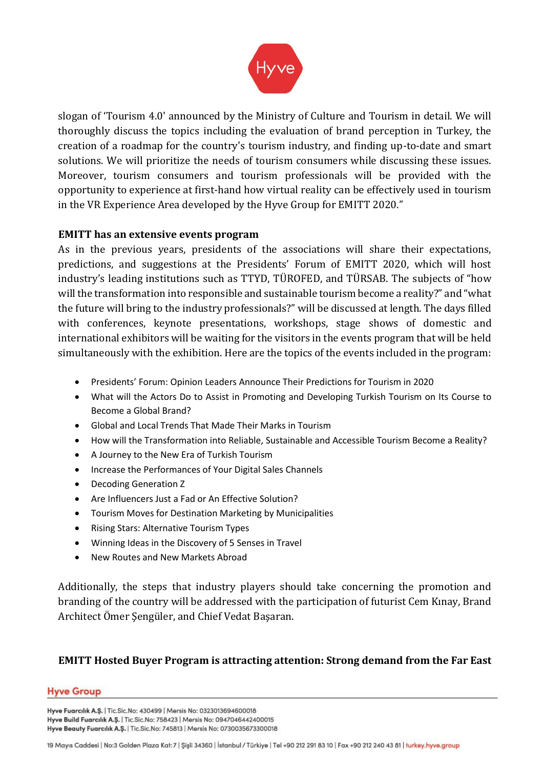slogan of 'Tourism 4.0' announced by the Ministry of Culture and Tourism in detail. We will thoroughly discuss the topics including the evaluation of brand perception in Turkey, the creation of a roadmap for the country's tourism industry, and finding up-to-date and smart solutions. We will prioritize the needs of tourism consumers while discussing these issues. Moreover, tourism consumers and tourism professionals will be provided with the opportunity to experience at first-hand how virtual reality can be effectively used in tourism in the VR Experience Area developed by the Hyve Group for EMITT 2020."

**EMITT has an extensive events program**

As in the previous years, presidents of the associations will share their expectations, predictions, and suggestions at the Presidents' Forum of EMITT 2020, which will host industry's leading institutions such as TTYD, TÜROFED, and TÜRSAB. The subjects of "how will the transformation into responsible and sustainable tourism become a reality?" and "what the future will bring to the industry professionals?" will be discussed at length. The days filled with conferences, keynote presentations, workshops, stage shows of domestic and international exhibitors will be waiting for the visitors in the events program that will be held simultaneously with the exhibition. Here are the topics of the events included in the program:

- Presidents' Forum: Opinion Leaders Announce Their Predictions for Tourism in 2020
- What will the Actors Do to Assist in Promoting and Developing Turkish Tourism on Its Course to Become a Global Brand?
- Global and Local Trends That Made Their Marks in Tourism
- How will the Transformation into Reliable, Sustainable and Accessible Tourism Become a Reality?
- A Journey to the New Era of Turkish Tourism
- Increase the Performances of Your Digital Sales Channels
- Decoding Generation Z
- Are Influencers Just a Fad or An Effective Solution?
- Tourism Moves for Destination Marketing by Municipalities
- Rising Stars: Alternative Tourism Types
- Winning Ideas in the Discovery of 5 Senses in Travel
- New Routes and New Markets Abroad

Additionally, the steps that industry players should take concerning the promotion and branding of the country will be addressed with the participation of futurist Cem Kınay, Brand Architect Ömer Şengüler, and Chief Vedat Başaran.

**EMITT Hosted Buyer Program is attracting attention: Strong demand from the Far East**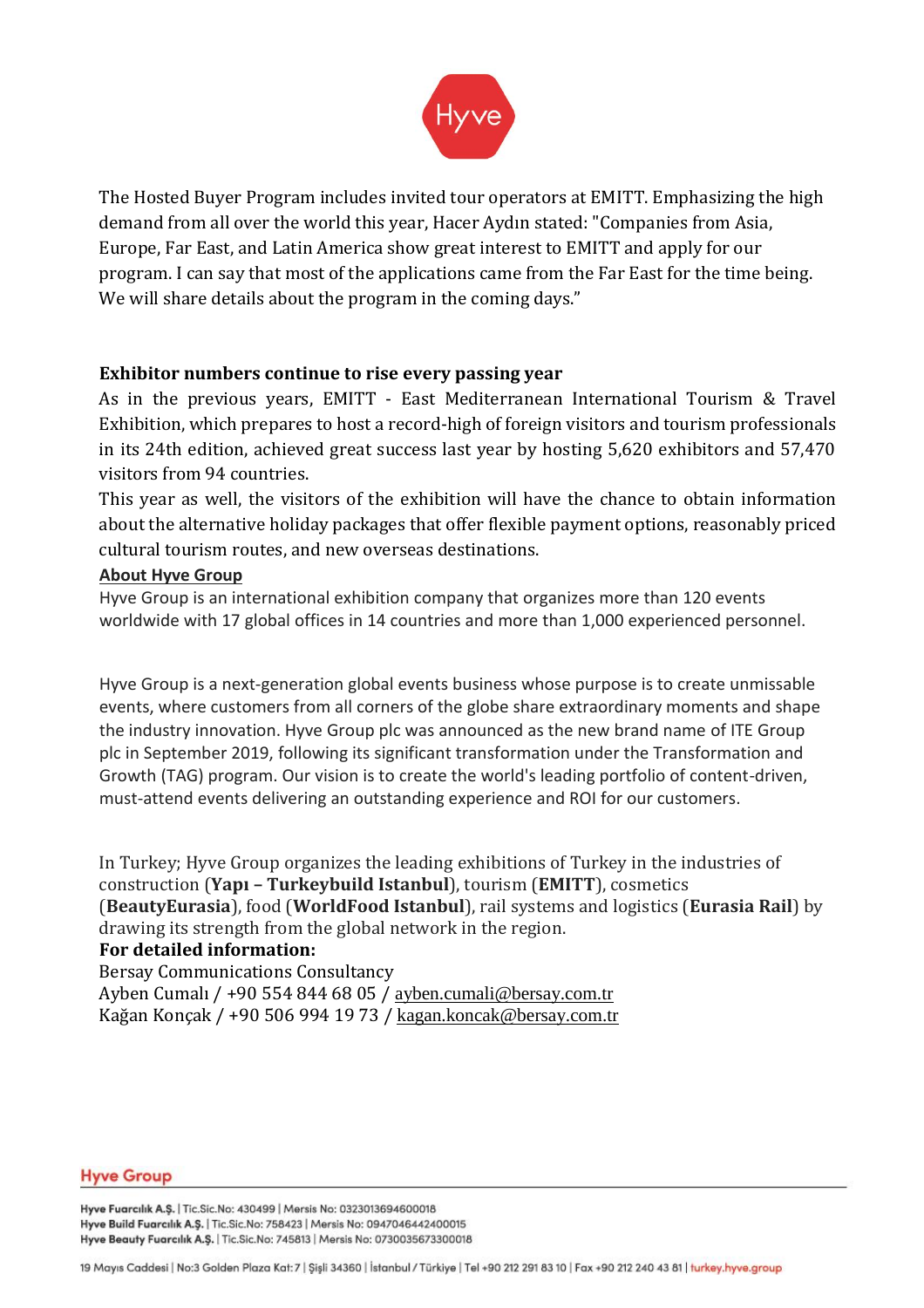The Hosted Buyer Program includes invited tour operators at EMITT. Emphasizing the high demand from all over the world this year, Hacer Aydın stated: "Companies from Asia, Europe, Far East, and Latin America show great interest to EMITT and apply for our program. I can say that most of the applications came from the Far East for the time being. We will share details about the program in the coming days."

**Exhibitor numbers continue to rise every passing year**

As in the previous years, EMITT - East Mediterranean International Tourism & Travel Exhibition, which prepares to host a record-high of foreign visitors and tourism professionals in its 24th edition, achieved great success last year by hosting 5,620 exhibitors and 57,470 visitors from 94 countries.

This year as well, the visitors of the exhibition will have the chance to obtain information about the alternative holiday packages that offer flexible payment options, reasonably priced cultural tourism routes, and new overseas destinations.

**About Hyve Group**

Hyve Group is an international exhibition company that organizes more than 120 events worldwide with 17 global offices in 14 countries and more than 1,000 experienced personnel.

Hyve Group is a next-generation global events business whose purpose is to create unmissable events, where customers from all corners of the globe share extraordinary moments and shape the industry innovation. Hyve Group plc was announced as the new brand name of ITE Group plc in September 2019, following its significant transformation under the Transformation and Growth (TAG) program. Our vision is to create the world's leading portfolio of content-driven, must-attend events delivering an outstanding experience and ROI for our customers.

In Turkey; Hyve Group organizes the leading exhibitions of Turkey in the industries of construction (**Yapı – Turkeybuild Istanbul**), tourism (**EMITT**), cosmetics (**BeautyEurasia**), food (**WorldFood Istanbul**), rail systems and logistics (**Eurasia Rail**) by drawing its strength from the global network in the region.

**For detailed information:**

Bersay Communications Consultancy

Ayben Cumalı / +90 554 844 68 05 / ayben.cumali@bersay.com.tr

Kağan Konçak / +90 506 994 19 73 / kagan.koncak@bersay.com.tr